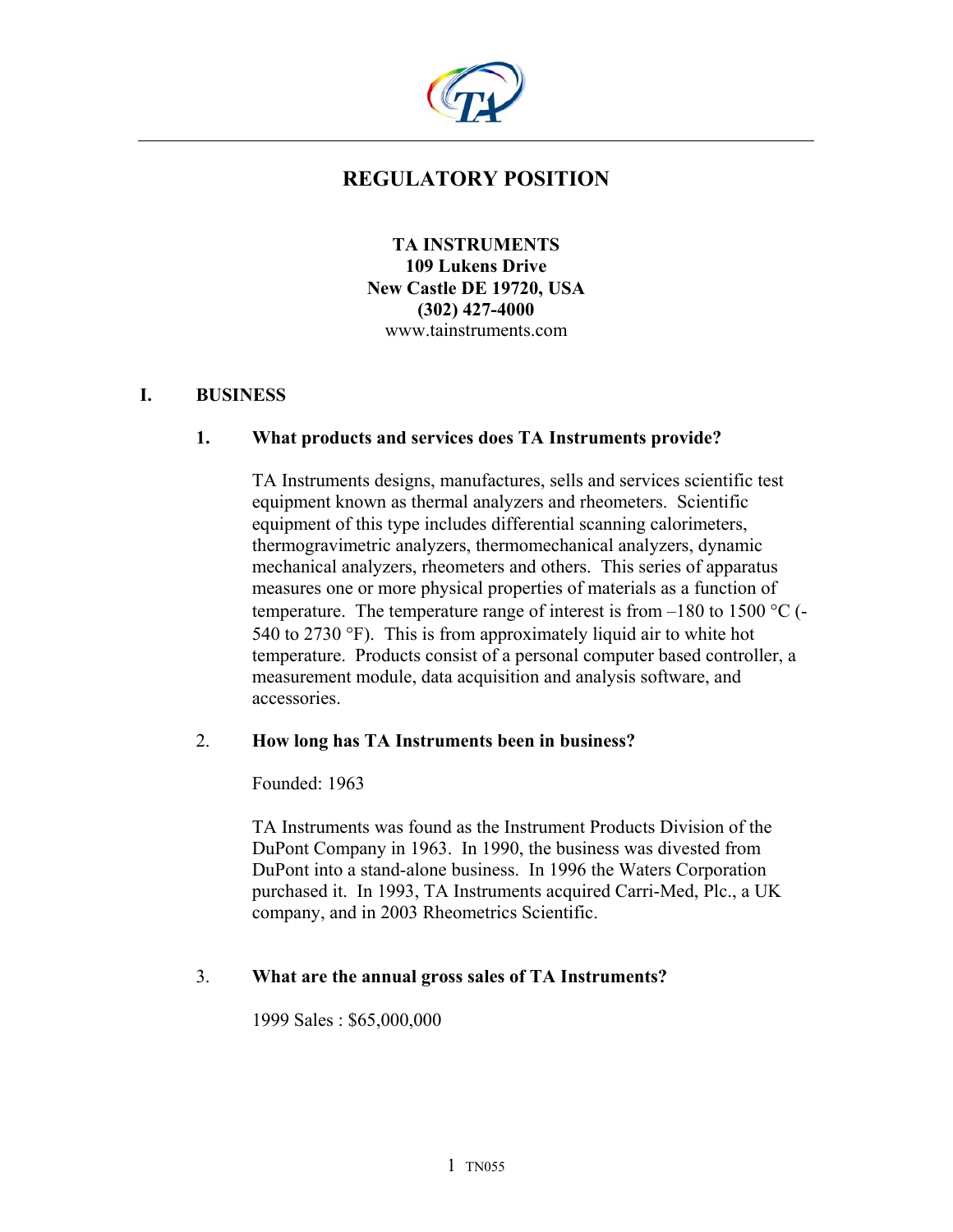# REGULATORY POSITION

**TA INSTRUMENTS**
**109 Lukens Drive**
**New Castle DE 19720, USA**
**(302) 427-4000**
www.tainstruments.com

## I. BUSINESS

### 1. What products and services does TA Instruments provide?

TA Instruments designs, manufactures, sells and services scientific test equipment known as thermal analyzers and rheometers. Scientific equipment of this type includes differential scanning calorimeters, thermogravimetric analyzers, thermomechanical analyzers, dynamic mechanical analyzers, rheometers and others. This series of apparatus measures one or more physical properties of materials as a function of temperature. The temperature range of interest is from –180 to 1500 °C (-540 to 2730 °F). This is from approximately liquid air to white hot temperature. Products consist of a personal computer based controller, a measurement module, data acquisition and analysis software, and accessories.

### 2. How long has TA Instruments been in business?

Founded: 1963

TA Instruments was found as the Instrument Products Division of the DuPont Company in 1963. In 1990, the business was divested from DuPont into a stand-alone business. In 1996 the Waters Corporation purchased it. In 1993, TA Instruments acquired Carri-Med, Plc., a UK company, and in 2003 Rheometrics Scientific.

### 3. What are the annual gross sales of TA Instruments?

1999 Sales : $65,000,000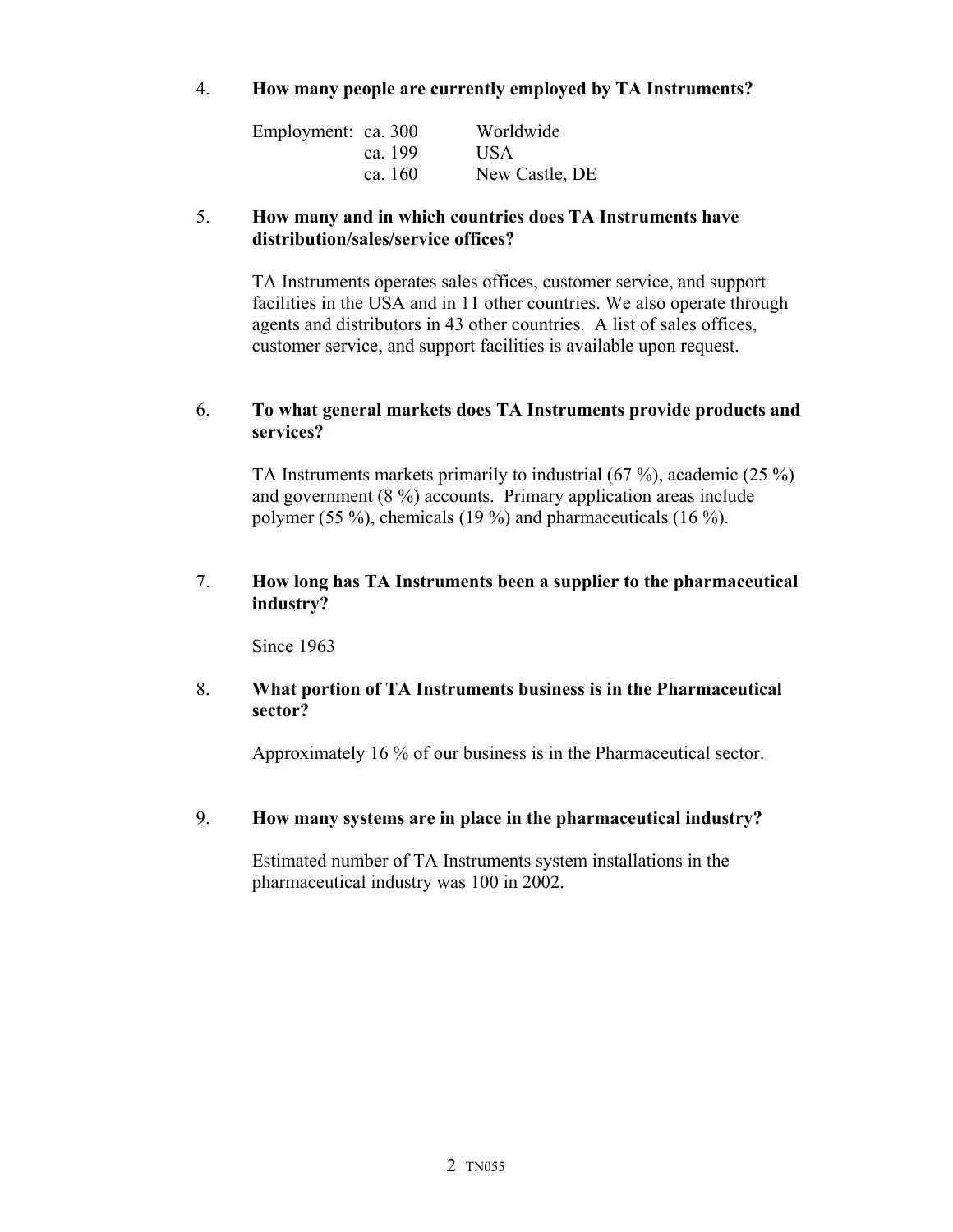4. **How many people are currently employed by TA Instruments?**

   | Employment: | | |
   |---|---|---|
   | | ca. 300 | Worldwide |
   | | ca. 199 | USA |
   | | ca. 160 | New Castle, DE |

5. **How many and in which countries does TA Instruments have distribution/sales/service offices?**

   TA Instruments operates sales offices, customer service, and support facilities in the USA and in 11 other countries. We also operate through agents and distributors in 43 other countries. A list of sales offices, customer service, and support facilities is available upon request.

6. **To what general markets does TA Instruments provide products and services?**

   TA Instruments markets primarily to industrial (67 %), academic (25 %) and government (8 %) accounts. Primary application areas include polymer (55 %), chemicals (19 %) and pharmaceuticals (16 %).

7. **How long has TA Instruments been a supplier to the pharmaceutical industry?**

   Since 1963

8. **What portion of TA Instruments business is in the Pharmaceutical sector?**

   Approximately 16 % of our business is in the Pharmaceutical sector.

9. **How many systems are in place in the pharmaceutical industry?**

   Estimated number of TA Instruments system installations in the pharmaceutical industry was 100 in 2002.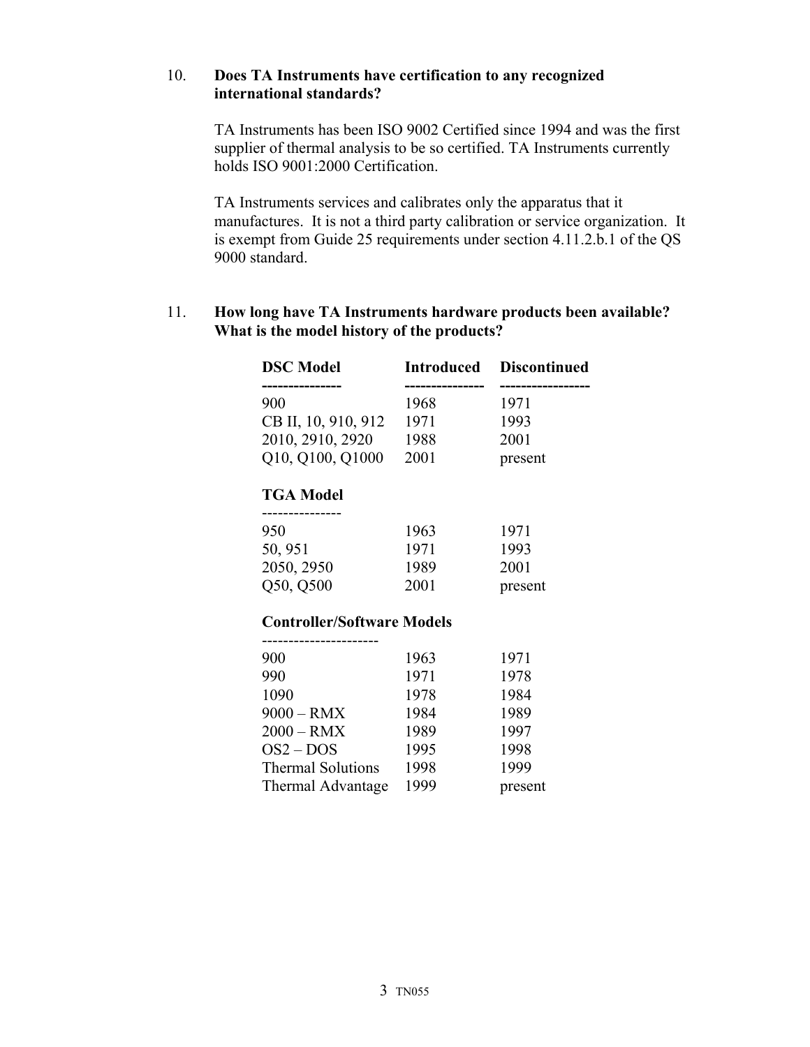10. **Does TA Instruments have certification to any recognized international standards?**

    TA Instruments has been ISO 9002 Certified since 1994 and was the first supplier of thermal analysis to be so certified. TA Instruments currently holds ISO 9001:2000 Certification.

    TA Instruments services and calibrates only the apparatus that it manufactures. It is not a third party calibration or service organization. It is exempt from Guide 25 requirements under section 4.11.2.b.1 of the QS 9000 standard.

11. **How long have TA Instruments hardware products been available? What is the model history of the products?**

| DSC Model | Introduced | Discontinued |
|---|---|---|
| 900 | 1968 | 1971 |
| CB II, 10, 910, 912 | 1971 | 1993 |
| 2010, 2910, 2920 | 1988 | 2001 |
| Q10, Q100, Q1000 | 2001 | present |

| TGA Model | Introduced | Discontinued |
|---|---|---|
| 950 | 1963 | 1971 |
| 50, 951 | 1971 | 1993 |
| 2050, 2950 | 1989 | 2001 |
| Q50, Q500 | 2001 | present |

| Controller/Software Models | Introduced | Discontinued |
|---|---|---|
| 900 | 1963 | 1971 |
| 990 | 1971 | 1978 |
| 1090 | 1978 | 1984 |
| 9000 – RMX | 1984 | 1989 |
| 2000 – RMX | 1989 | 1997 |
| OS2 – DOS | 1995 | 1998 |
| Thermal Solutions | 1998 | 1999 |
| Thermal Advantage | 1999 | present |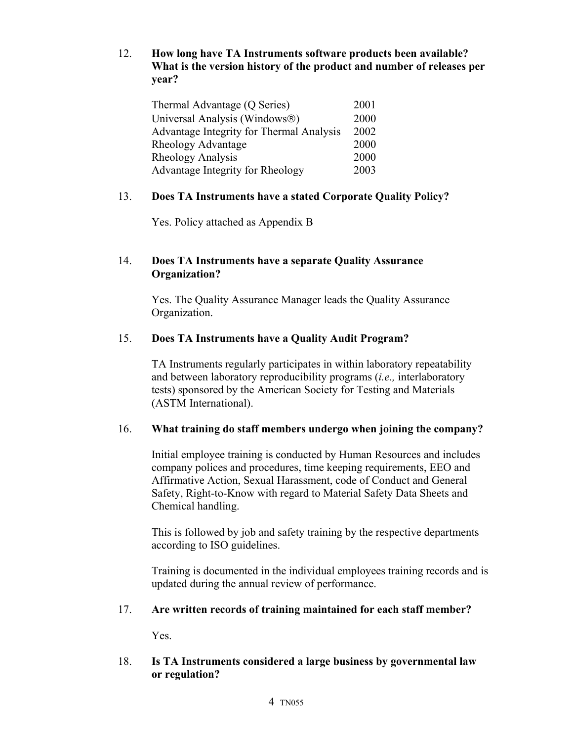12. **How long have TA Instruments software products been available? What is the version history of the product and number of releases per year?**

| | |
|---|---|
| Thermal Advantage (Q Series) | 2001 |
| Universal Analysis (Windows®) | 2000 |
| Advantage Integrity for Thermal Analysis | 2002 |
| Rheology Advantage | 2000 |
| Rheology Analysis | 2000 |
| Advantage Integrity for Rheology | 2003 |

13. **Does TA Instruments have a stated Corporate Quality Policy?**

    Yes. Policy attached as Appendix B

14. **Does TA Instruments have a separate Quality Assurance Organization?**

    Yes. The Quality Assurance Manager leads the Quality Assurance Organization.

15. **Does TA Instruments have a Quality Audit Program?**

    TA Instruments regularly participates in within laboratory repeatability and between laboratory reproducibility programs (*i.e.,* interlaboratory tests) sponsored by the American Society for Testing and Materials (ASTM International).

16. **What training do staff members undergo when joining the company?**

    Initial employee training is conducted by Human Resources and includes company polices and procedures, time keeping requirements, EEO and Affirmative Action, Sexual Harassment, code of Conduct and General Safety, Right-to-Know with regard to Material Safety Data Sheets and Chemical handling.

    This is followed by job and safety training by the respective departments according to ISO guidelines.

    Training is documented in the individual employees training records and is updated during the annual review of performance.

17. **Are written records of training maintained for each staff member?**

    Yes.

18. **Is TA Instruments considered a large business by governmental law or regulation?**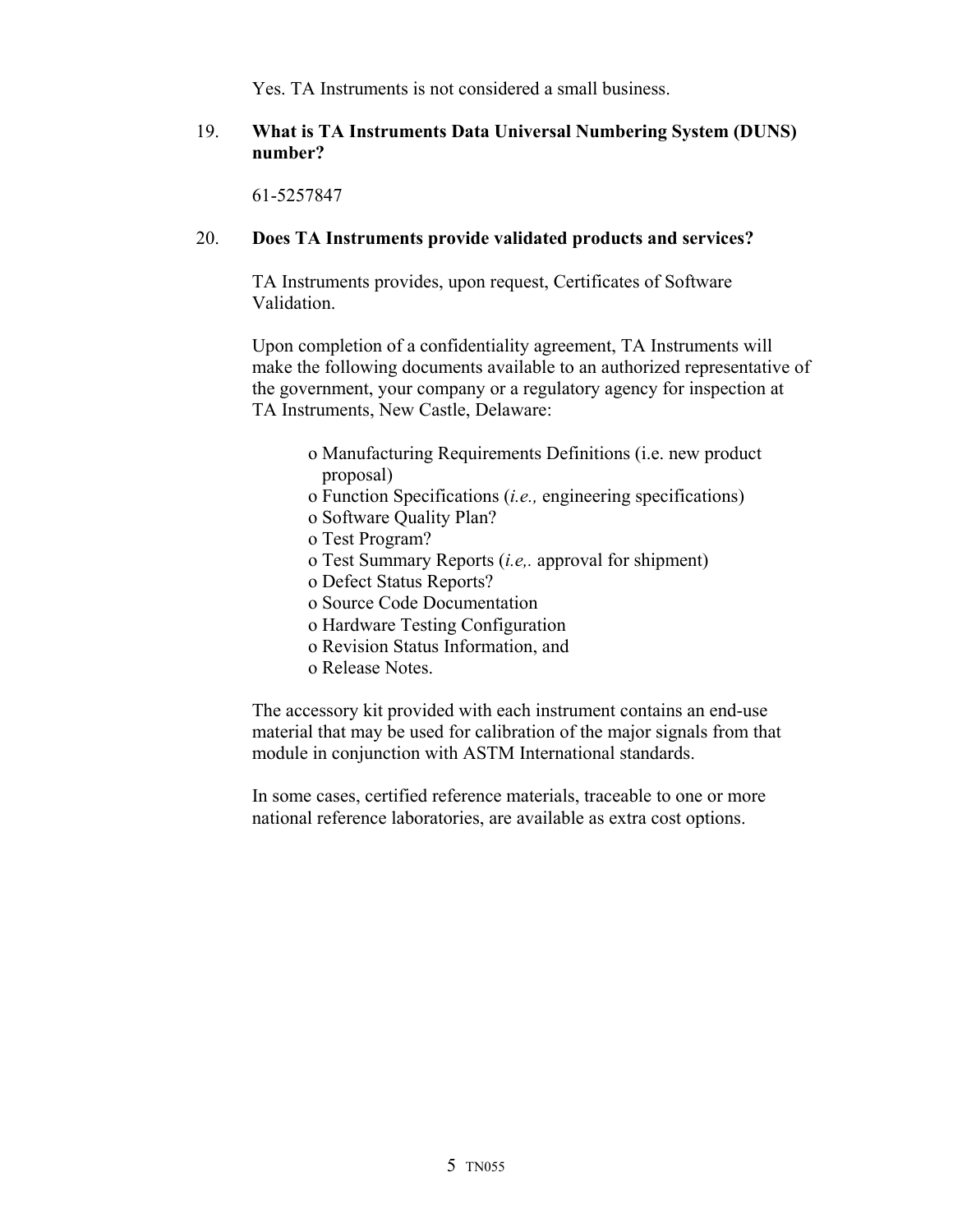Yes. TA Instruments is not considered a small business.

19. **What is TA Instruments Data Universal Numbering System (DUNS) number?**

    61-5257847

20. **Does TA Instruments provide validated products and services?**

    TA Instruments provides, upon request, Certificates of Software Validation.

    Upon completion of a confidentiality agreement, TA Instruments will make the following documents available to an authorized representative of the government, your company or a regulatory agency for inspection at TA Instruments, New Castle, Delaware:

    - o Manufacturing Requirements Definitions (i.e. new product proposal)
    - o Function Specifications (*i.e.,* engineering specifications)
    - o Software Quality Plan?
    - o Test Program?
    - o Test Summary Reports (*i.e,.* approval for shipment)
    - o Defect Status Reports?
    - o Source Code Documentation
    - o Hardware Testing Configuration
    - o Revision Status Information, and
    - o Release Notes.

    The accessory kit provided with each instrument contains an end-use material that may be used for calibration of the major signals from that module in conjunction with ASTM International standards.

    In some cases, certified reference materials, traceable to one or more national reference laboratories, are available as extra cost options.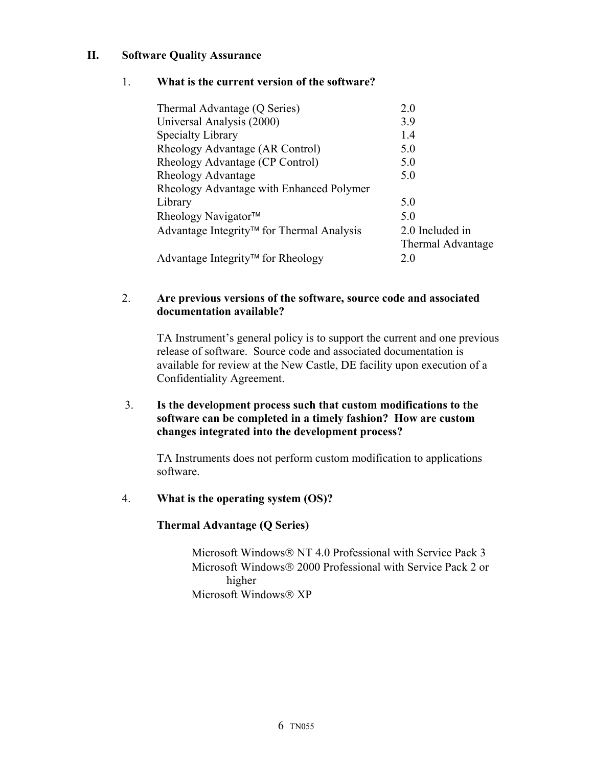## II. Software Quality Assurance

1. **What is the current version of the software?**

| | |
|---|---|
| Thermal Advantage (Q Series) | 2.0 |
| Universal Analysis (2000) | 3.9 |
| Specialty Library | 1.4 |
| Rheology Advantage (AR Control) | 5.0 |
| Rheology Advantage (CP Control) | 5.0 |
| Rheology Advantage | 5.0 |
| Rheology Advantage with Enhanced Polymer Library | 5.0 |
| Rheology Navigator™ | 5.0 |
| Advantage Integrity™ for Thermal Analysis | 2.0 Included in Thermal Advantage |
| Advantage Integrity™ for Rheology | 2.0 |

2. **Are previous versions of the software, source code and associated documentation available?**

   TA Instrument's general policy is to support the current and one previous release of software. Source code and associated documentation is available for review at the New Castle, DE facility upon execution of a Confidentiality Agreement.

3. **Is the development process such that custom modifications to the software can be completed in a timely fashion? How are custom changes integrated into the development process?**

   TA Instruments does not perform custom modification to applications software.

4. **What is the operating system (OS)?**

   **Thermal Advantage (Q Series)**

   Microsoft Windows® NT 4.0 Professional with Service Pack 3
   Microsoft Windows® 2000 Professional with Service Pack 2 or higher
   Microsoft Windows® XP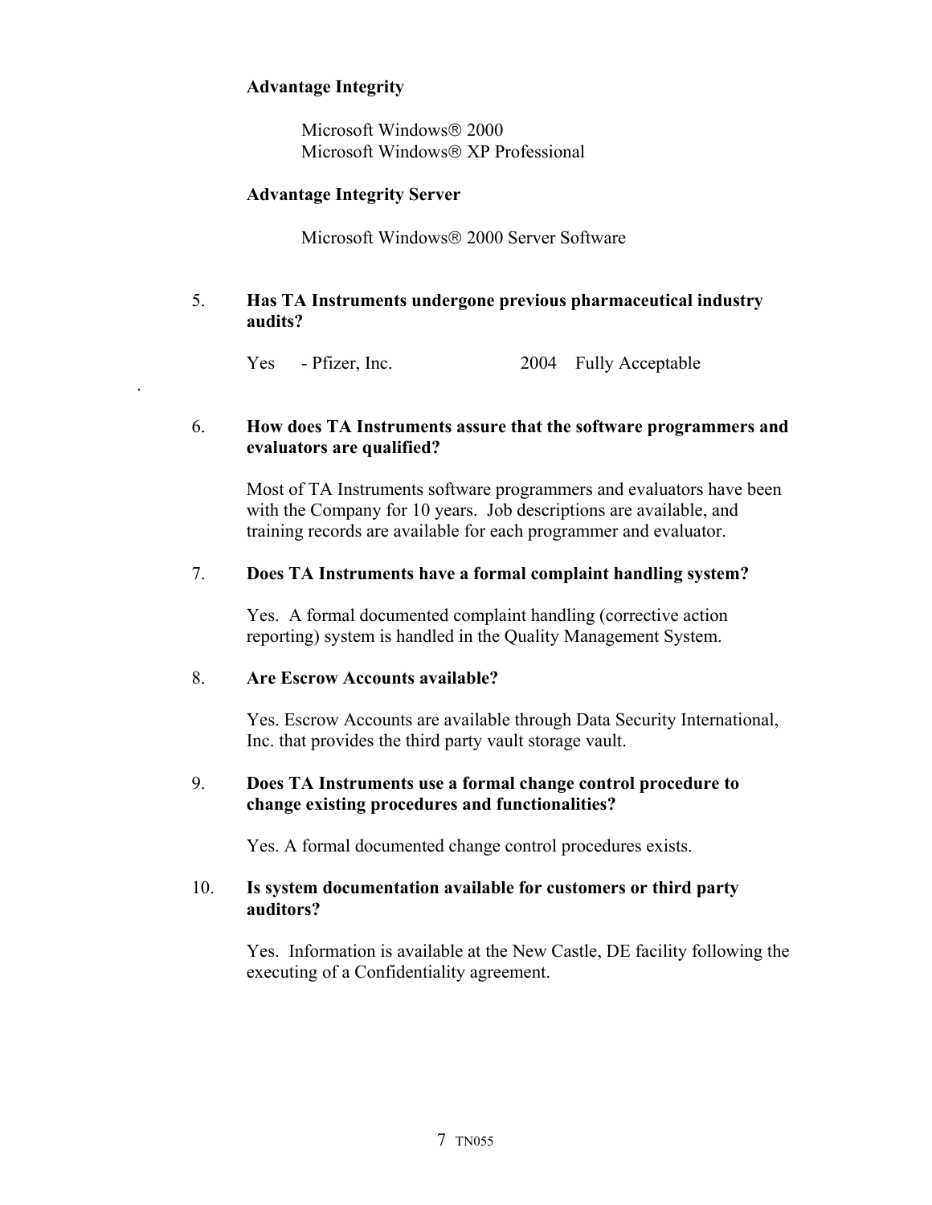**Advantage Integrity**

Microsoft Windows® 2000
Microsoft Windows® XP Professional

**Advantage Integrity Server**

Microsoft Windows® 2000 Server Software

5. **Has TA Instruments undergone previous pharmaceutical industry audits?**

   Yes - Pfizer, Inc. 2004 Fully Acceptable

6. **How does TA Instruments assure that the software programmers and evaluators are qualified?**

   Most of TA Instruments software programmers and evaluators have been with the Company for 10 years. Job descriptions are available, and training records are available for each programmer and evaluator.

7. **Does TA Instruments have a formal complaint handling system?**

   Yes. A formal documented complaint handling (corrective action reporting) system is handled in the Quality Management System.

8. **Are Escrow Accounts available?**

   Yes. Escrow Accounts are available through Data Security International, Inc. that provides the third party vault storage vault.

9. **Does TA Instruments use a formal change control procedure to change existing procedures and functionalities?**

   Yes. A formal documented change control procedures exists.

10. **Is system documentation available for customers or third party auditors?**

    Yes. Information is available at the New Castle, DE facility following the executing of a Confidentiality agreement.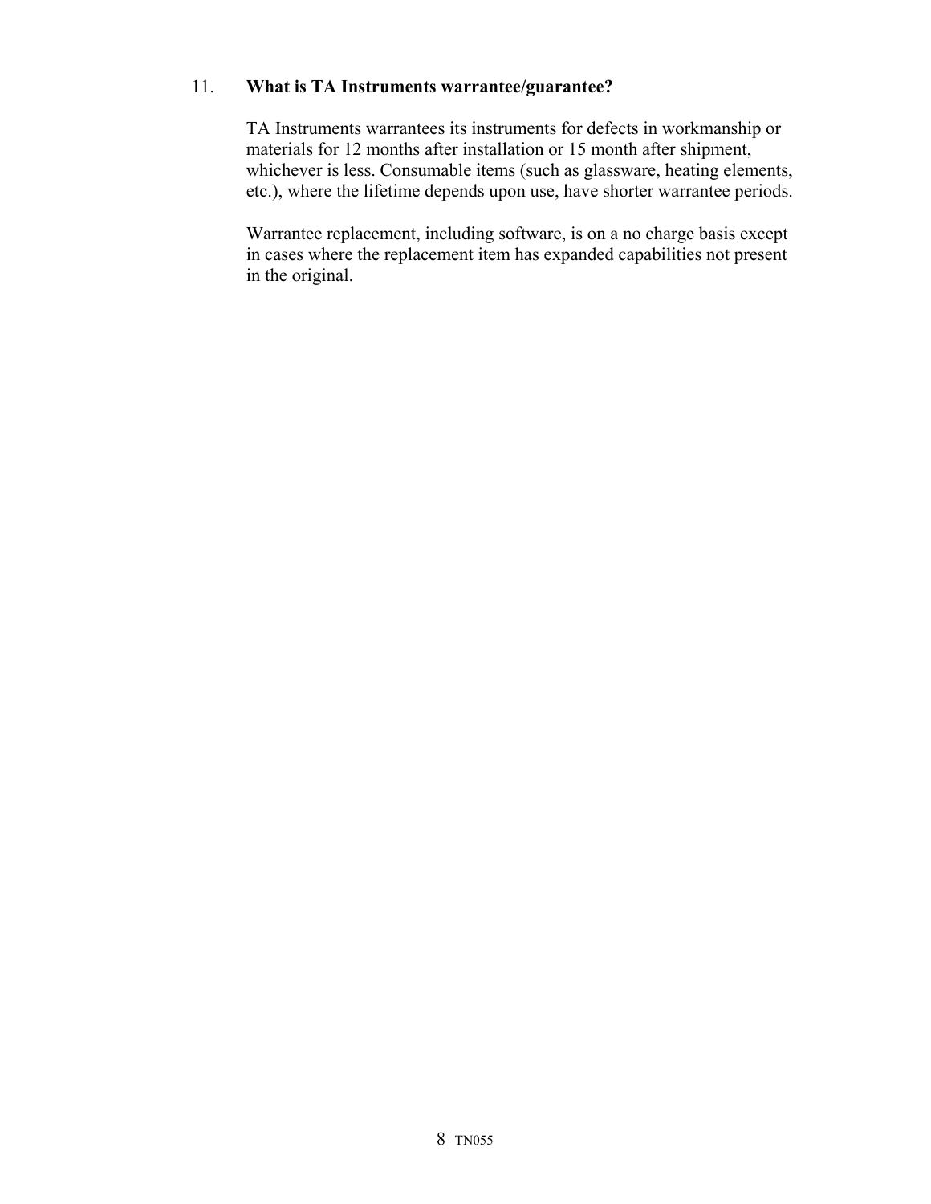11. **What is TA Instruments warrantee/guarantee?**

    TA Instruments warrantees its instruments for defects in workmanship or materials for 12 months after installation or 15 month after shipment, whichever is less. Consumable items (such as glassware, heating elements, etc.), where the lifetime depends upon use, have shorter warrantee periods.

    Warrantee replacement, including software, is on a no charge basis except in cases where the replacement item has expanded capabilities not present in the original.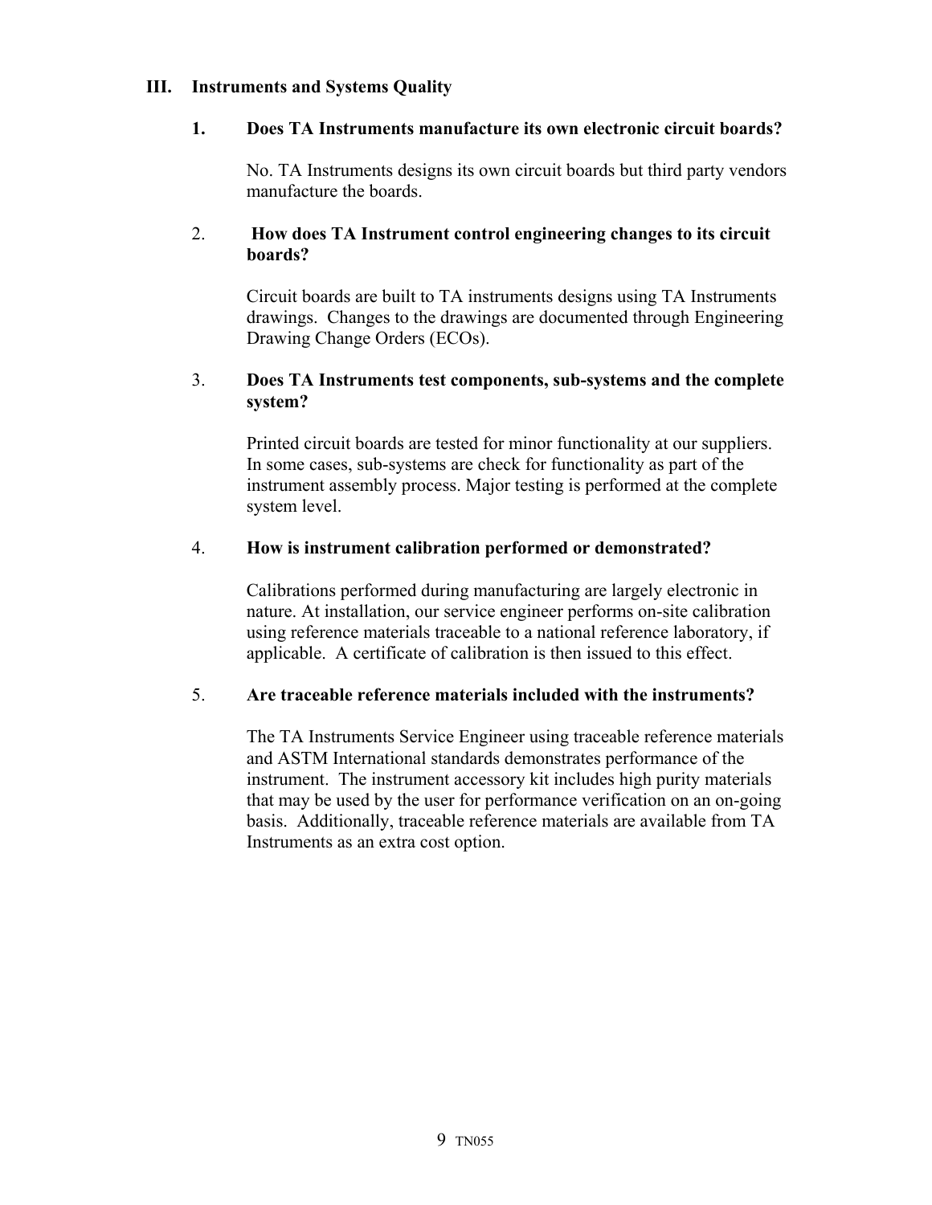## III. Instruments and Systems Quality

### 1. Does TA Instruments manufacture its own electronic circuit boards?

No. TA Instruments designs its own circuit boards but third party vendors manufacture the boards.

### 2. How does TA Instrument control engineering changes to its circuit boards?

Circuit boards are built to TA instruments designs using TA Instruments drawings. Changes to the drawings are documented through Engineering Drawing Change Orders (ECOs).

### 3. Does TA Instruments test components, sub-systems and the complete system?

Printed circuit boards are tested for minor functionality at our suppliers. In some cases, sub-systems are check for functionality as part of the instrument assembly process. Major testing is performed at the complete system level.

### 4. How is instrument calibration performed or demonstrated?

Calibrations performed during manufacturing are largely electronic in nature. At installation, our service engineer performs on-site calibration using reference materials traceable to a national reference laboratory, if applicable. A certificate of calibration is then issued to this effect.

### 5. Are traceable reference materials included with the instruments?

The TA Instruments Service Engineer using traceable reference materials and ASTM International standards demonstrates performance of the instrument. The instrument accessory kit includes high purity materials that may be used by the user for performance verification on an on-going basis. Additionally, traceable reference materials are available from TA Instruments as an extra cost option.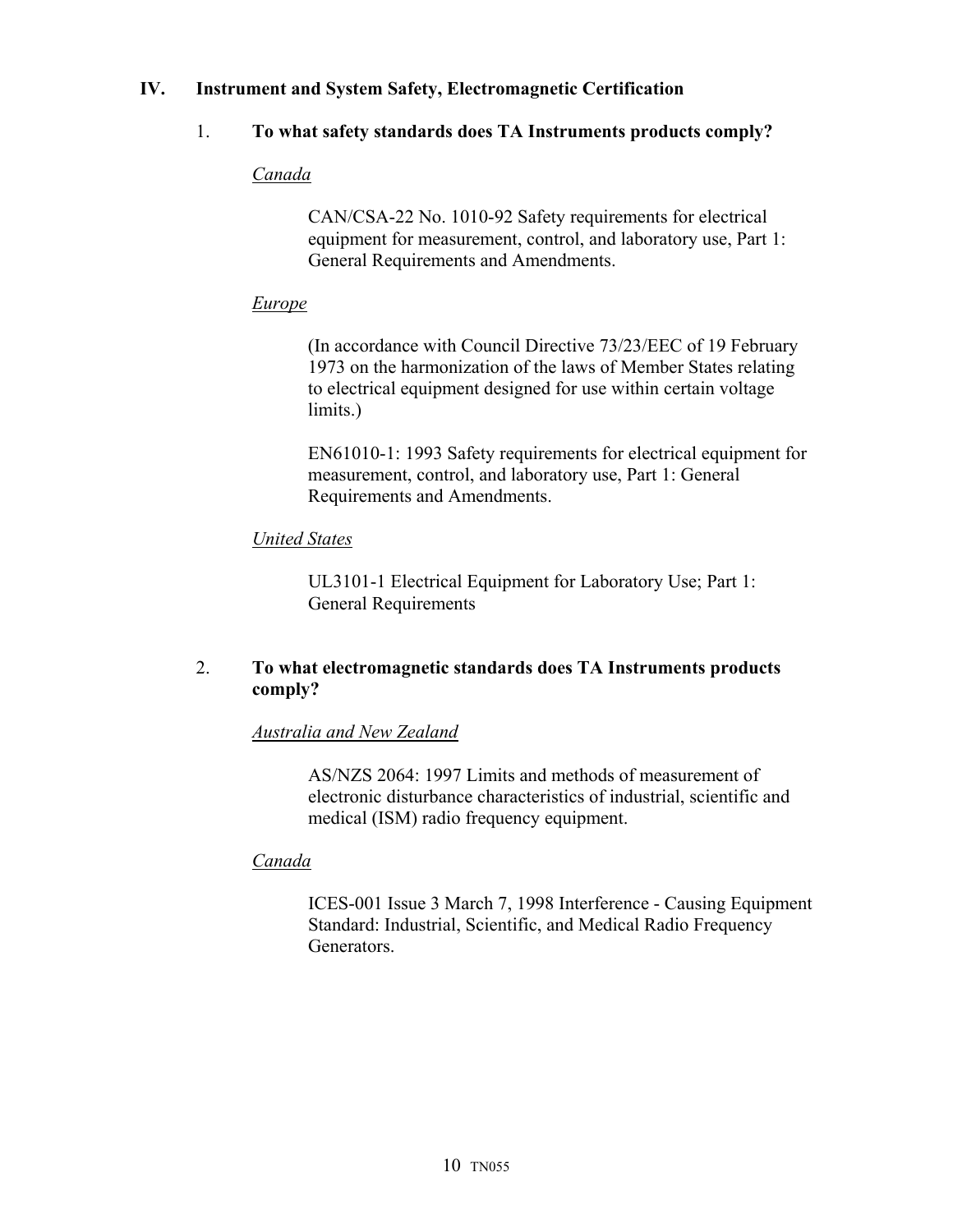## IV. Instrument and System Safety, Electromagnetic Certification

### 1. To what safety standards does TA Instruments products comply?

*Canada*

CAN/CSA-22 No. 1010-92 Safety requirements for electrical equipment for measurement, control, and laboratory use, Part 1: General Requirements and Amendments.

*Europe*

(In accordance with Council Directive 73/23/EEC of 19 February 1973 on the harmonization of the laws of Member States relating to electrical equipment designed for use within certain voltage limits.)

EN61010-1: 1993 Safety requirements for electrical equipment for measurement, control, and laboratory use, Part 1: General Requirements and Amendments.

*United States*

UL3101-1 Electrical Equipment for Laboratory Use; Part 1: General Requirements

### 2. To what electromagnetic standards does TA Instruments products comply?

*Australia and New Zealand*

AS/NZS 2064: 1997 Limits and methods of measurement of electronic disturbance characteristics of industrial, scientific and medical (ISM) radio frequency equipment.

*Canada*

ICES-001 Issue 3 March 7, 1998 Interference - Causing Equipment Standard: Industrial, Scientific, and Medical Radio Frequency Generators.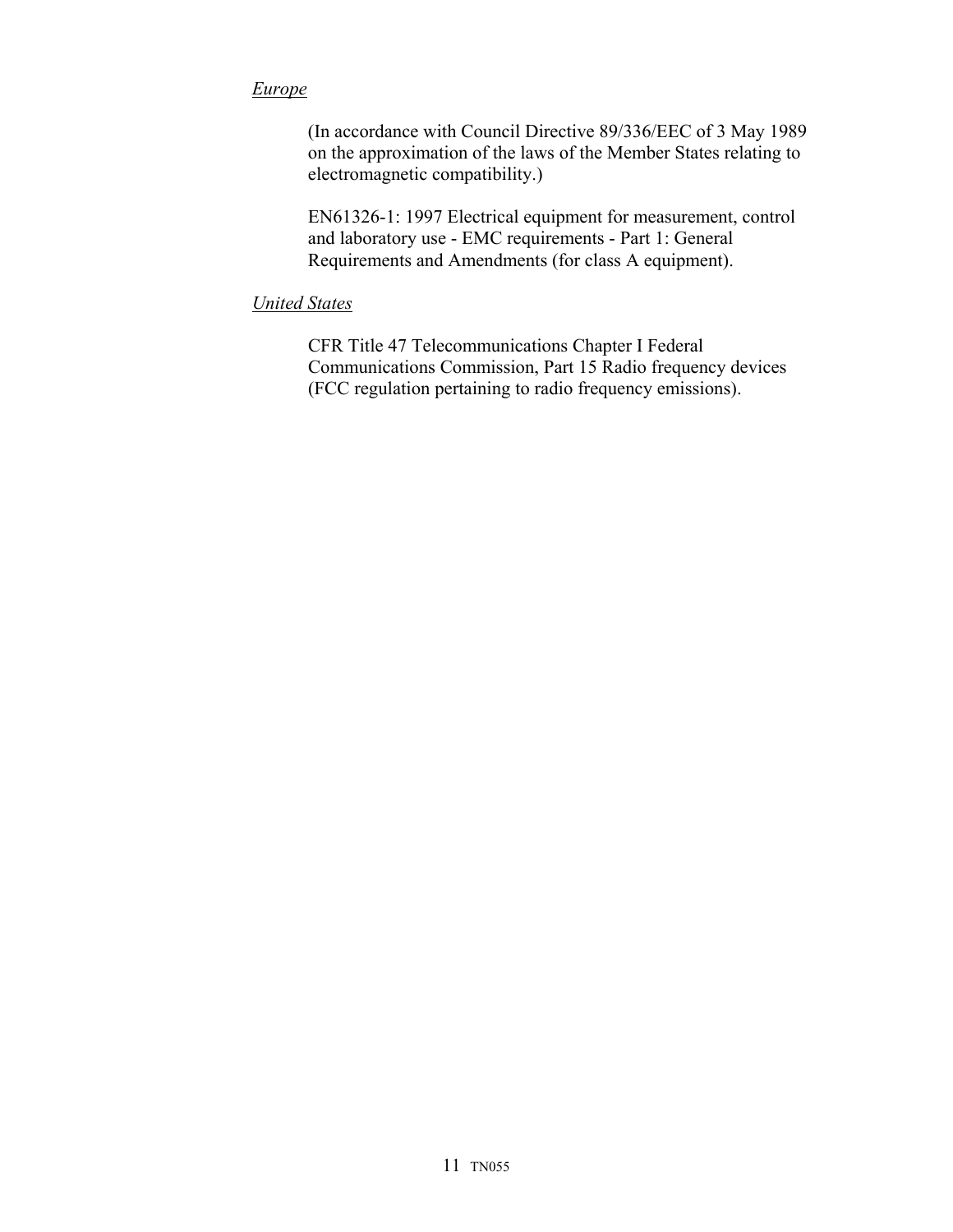*Europe*

(In accordance with Council Directive 89/336/EEC of 3 May 1989 on the approximation of the laws of the Member States relating to electromagnetic compatibility.)

EN61326-1: 1997 Electrical equipment for measurement, control and laboratory use - EMC requirements - Part 1: General Requirements and Amendments (for class A equipment).

*United States*

CFR Title 47 Telecommunications Chapter I Federal Communications Commission, Part 15 Radio frequency devices (FCC regulation pertaining to radio frequency emissions).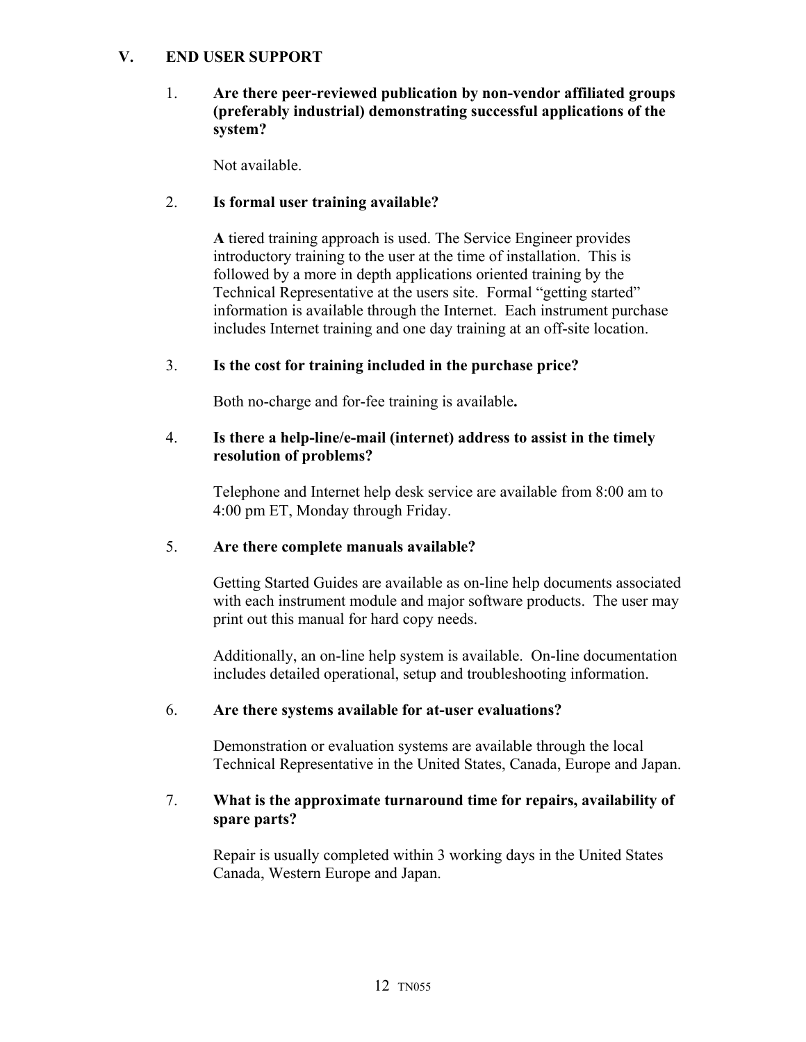## V. END USER SUPPORT

1. **Are there peer-reviewed publication by non-vendor affiliated groups (preferably industrial) demonstrating successful applications of the system?**

   Not available.

2. **Is formal user training available?**

   **A** tiered training approach is used. The Service Engineer provides introductory training to the user at the time of installation. This is followed by a more in depth applications oriented training by the Technical Representative at the users site. Formal "getting started" information is available through the Internet. Each instrument purchase includes Internet training and one day training at an off-site location.

3. **Is the cost for training included in the purchase price?**

   Both no-charge and for-fee training is available**.**

4. **Is there a help-line/e-mail (internet) address to assist in the timely resolution of problems?**

   Telephone and Internet help desk service are available from 8:00 am to 4:00 pm ET, Monday through Friday.

5. **Are there complete manuals available?**

   Getting Started Guides are available as on-line help documents associated with each instrument module and major software products. The user may print out this manual for hard copy needs.

   Additionally, an on-line help system is available. On-line documentation includes detailed operational, setup and troubleshooting information.

6. **Are there systems available for at-user evaluations?**

   Demonstration or evaluation systems are available through the local Technical Representative in the United States, Canada, Europe and Japan.

7. **What is the approximate turnaround time for repairs, availability of spare parts?**

   Repair is usually completed within 3 working days in the United States Canada, Western Europe and Japan.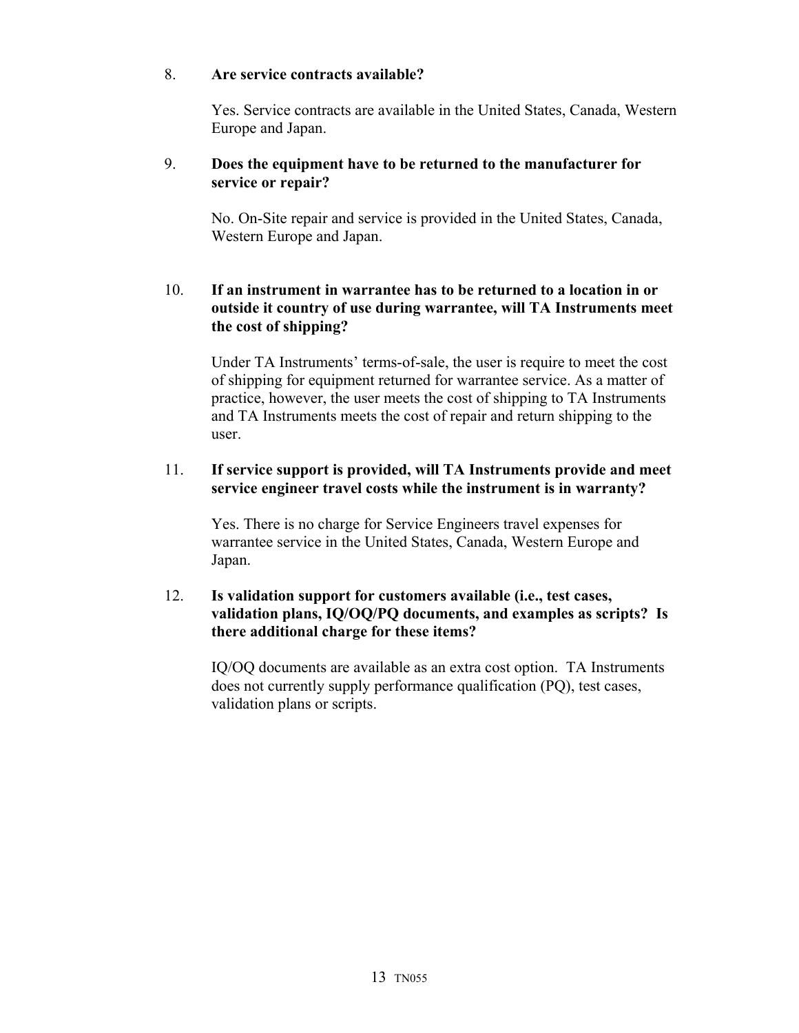8. **Are service contracts available?**

   Yes. Service contracts are available in the United States, Canada, Western Europe and Japan.

9. **Does the equipment have to be returned to the manufacturer for service or repair?**

   No. On-Site repair and service is provided in the United States, Canada, Western Europe and Japan.

10. **If an instrument in warrantee has to be returned to a location in or outside it country of use during warrantee, will TA Instruments meet the cost of shipping?**

    Under TA Instruments' terms-of-sale, the user is require to meet the cost of shipping for equipment returned for warrantee service. As a matter of practice, however, the user meets the cost of shipping to TA Instruments and TA Instruments meets the cost of repair and return shipping to the user.

11. **If service support is provided, will TA Instruments provide and meet service engineer travel costs while the instrument is in warranty?**

    Yes. There is no charge for Service Engineers travel expenses for warrantee service in the United States, Canada, Western Europe and Japan.

12. **Is validation support for customers available (i.e., test cases, validation plans, IQ/OQ/PQ documents, and examples as scripts? Is there additional charge for these items?**

    IQ/OQ documents are available as an extra cost option. TA Instruments does not currently supply performance qualification (PQ), test cases, validation plans or scripts.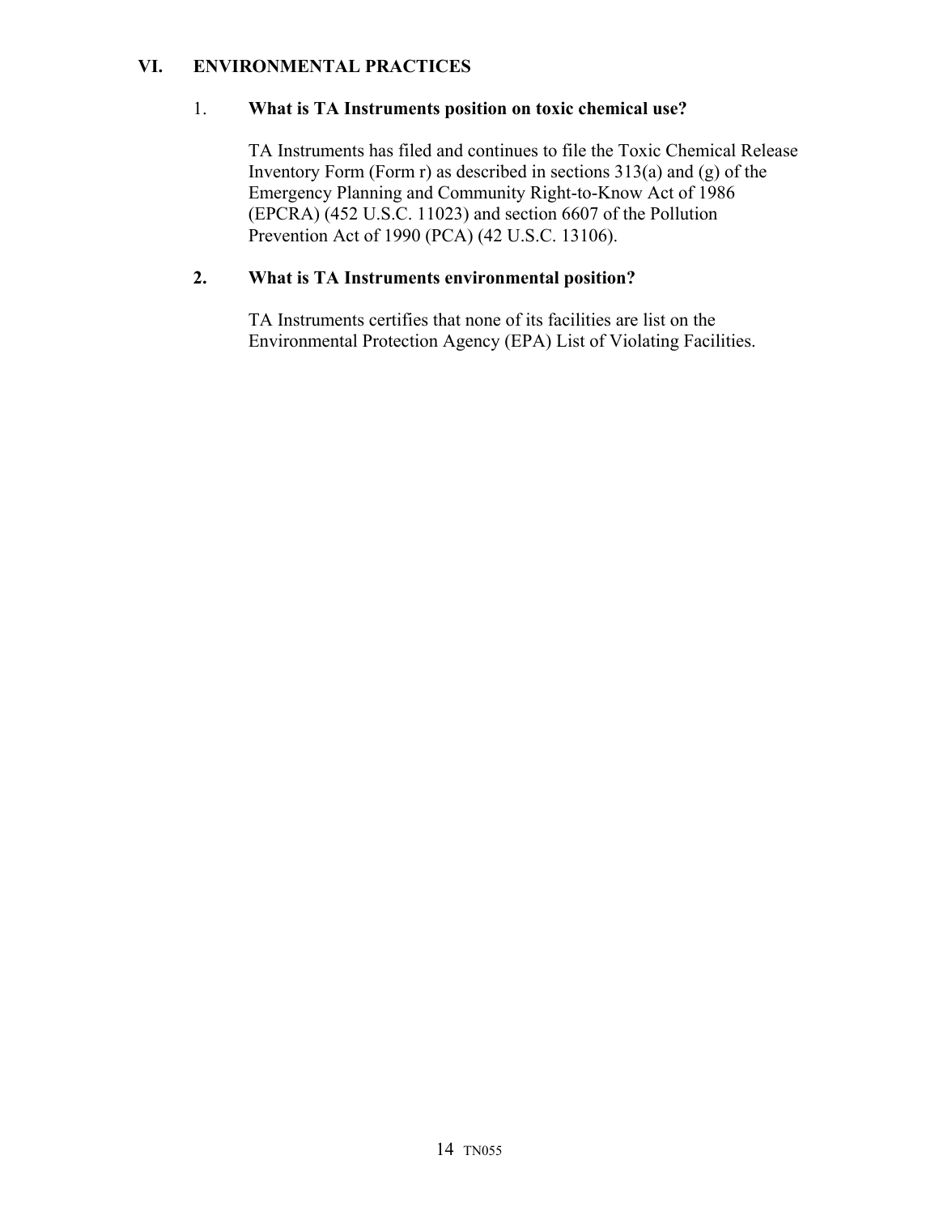## VI. ENVIRONMENTAL PRACTICES

1. **What is TA Instruments position on toxic chemical use?**

   TA Instruments has filed and continues to file the Toxic Chemical Release Inventory Form (Form r) as described in sections 313(a) and (g) of the Emergency Planning and Community Right-to-Know Act of 1986 (EPCRA) (452 U.S.C. 11023) and section 6607 of the Pollution Prevention Act of 1990 (PCA) (42 U.S.C. 13106).

2. **What is TA Instruments environmental position?**

   TA Instruments certifies that none of its facilities are list on the Environmental Protection Agency (EPA) List of Violating Facilities.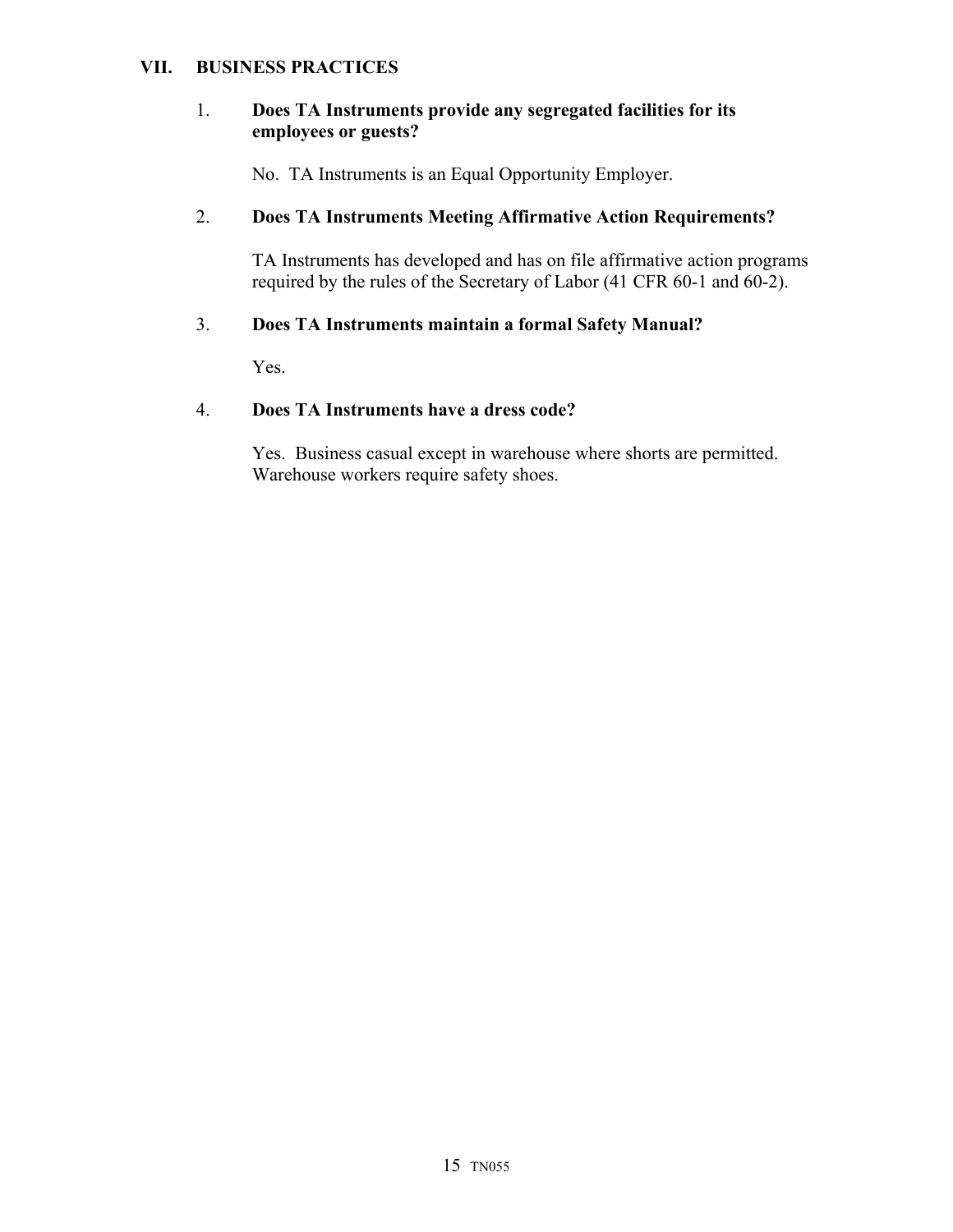## VII. BUSINESS PRACTICES

1. **Does TA Instruments provide any segregated facilities for its employees or guests?**

   No. TA Instruments is an Equal Opportunity Employer.

2. **Does TA Instruments Meeting Affirmative Action Requirements?**

   TA Instruments has developed and has on file affirmative action programs required by the rules of the Secretary of Labor (41 CFR 60-1 and 60-2).

3. **Does TA Instruments maintain a formal Safety Manual?**

   Yes.

4. **Does TA Instruments have a dress code?**

   Yes. Business casual except in warehouse where shorts are permitted. Warehouse workers require safety shoes.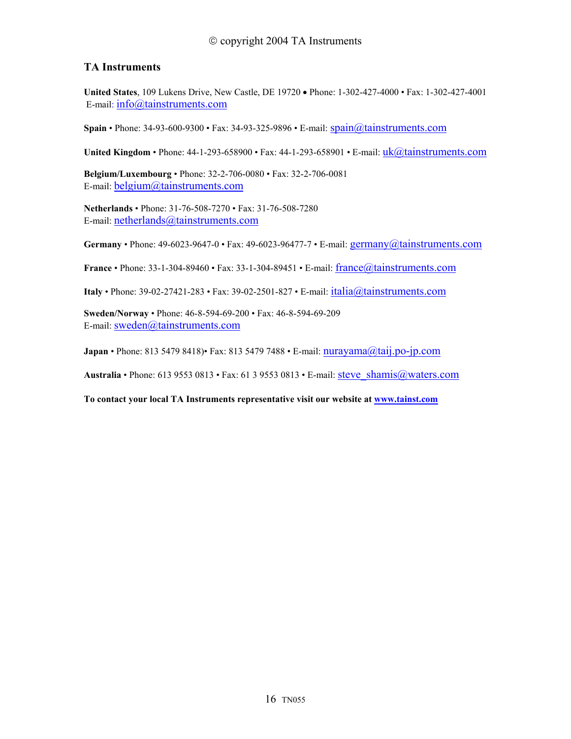© copyright 2004 TA Instruments

## TA Instruments

**United States**, 109 Lukens Drive, New Castle, DE 19720 • Phone: 1-302-427-4000 • Fax: 1-302-427-4001
E-mail: info@tainstruments.com

**Spain** • Phone: 34-93-600-9300 • Fax: 34-93-325-9896 • E-mail: spain@tainstruments.com

**United Kingdom** • Phone: 44-1-293-658900 • Fax: 44-1-293-658901 • E-mail: uk@tainstruments.com

**Belgium/Luxembourg** • Phone: 32-2-706-0080 • Fax: 32-2-706-0081
E-mail: belgium@tainstruments.com

**Netherlands** • Phone: 31-76-508-7270 • Fax: 31-76-508-7280
E-mail: netherlands@tainstruments.com

**Germany** • Phone: 49-6023-9647-0 • Fax: 49-6023-96477-7 • E-mail: germany@tainstruments.com

**France** • Phone: 33-1-304-89460 • Fax: 33-1-304-89451 • E-mail: france@tainstruments.com

**Italy** • Phone: 39-02-27421-283 • Fax: 39-02-2501-827 • E-mail: italia@tainstruments.com

**Sweden/Norway** • Phone: 46-8-594-69-200 • Fax: 46-8-594-69-209
E-mail: sweden@tainstruments.com

**Japan** • Phone: 813 5479 8418)• Fax: 813 5479 7488 • E-mail: nurayama@taij.po-jp.com

**Australia** • Phone: 613 9553 0813 • Fax: 61 3 9553 0813 • E-mail: steve_shamis@waters.com

**To contact your local TA Instruments representative visit our website at www.tainst.com**